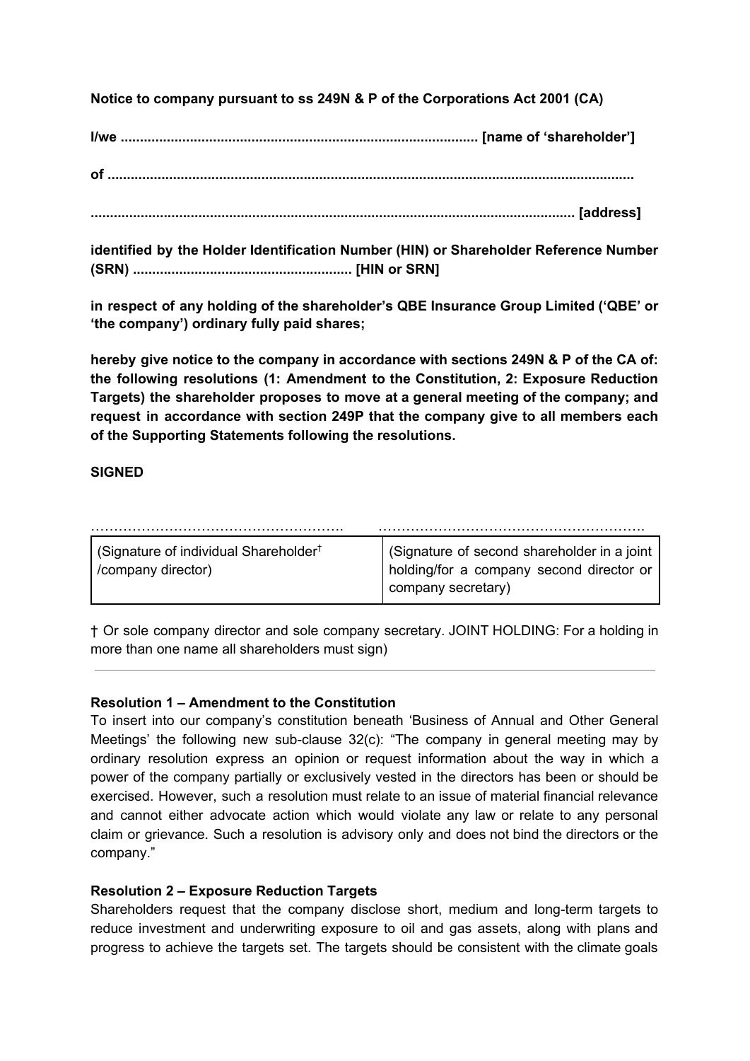**Notice to company pursuant to ss 249N & P of the Corporations Act 2001 (CA)**

**I/we ........................................................................................... [name of 'shareholder']**

**of .......................................................................................................................................**

**............................................................................................................................ [address]**

**identified by the Holder Identification Number (HIN) or Shareholder Reference Number (SRN) ........................................................ [HIN or SRN]**

**in respect of any holding of the shareholder's QBE Insurance Group Limited ('QBE' or 'the company') ordinary fully paid shares;**

**hereby give notice to the company in accordance with sections 249N & P of the CA of: the following resolutions (1: Amendment to the Constitution, 2: Exposure Reduction Targets) the shareholder proposes to move at a general meeting of the company; and request in accordance with section 249P that the company give to all members each of the Supporting Statements following the resolutions.**

**SIGNED**

| ………………………………………………. | ………………………………………………… |
|---|---|
| (Signature of individual Shareholder† /company director) | (Signature of second shareholder in a joint holding/for a company second director or company secretary) |

† Or sole company director and sole company secretary. JOINT HOLDING: For a holding in more than one name all shareholders must sign)

---

**Resolution 1 – Amendment to the Constitution**

To insert into our company's constitution beneath 'Business of Annual and Other General Meetings' the following new sub-clause 32(c): "The company in general meeting may by ordinary resolution express an opinion or request information about the way in which a power of the company partially or exclusively vested in the directors has been or should be exercised. However, such a resolution must relate to an issue of material financial relevance and cannot either advocate action which would violate any law or relate to any personal claim or grievance. Such a resolution is advisory only and does not bind the directors or the company."

**Resolution 2 – Exposure Reduction Targets**

Shareholders request that the company disclose short, medium and long-term targets to reduce investment and underwriting exposure to oil and gas assets, along with plans and progress to achieve the targets set. The targets should be consistent with the climate goals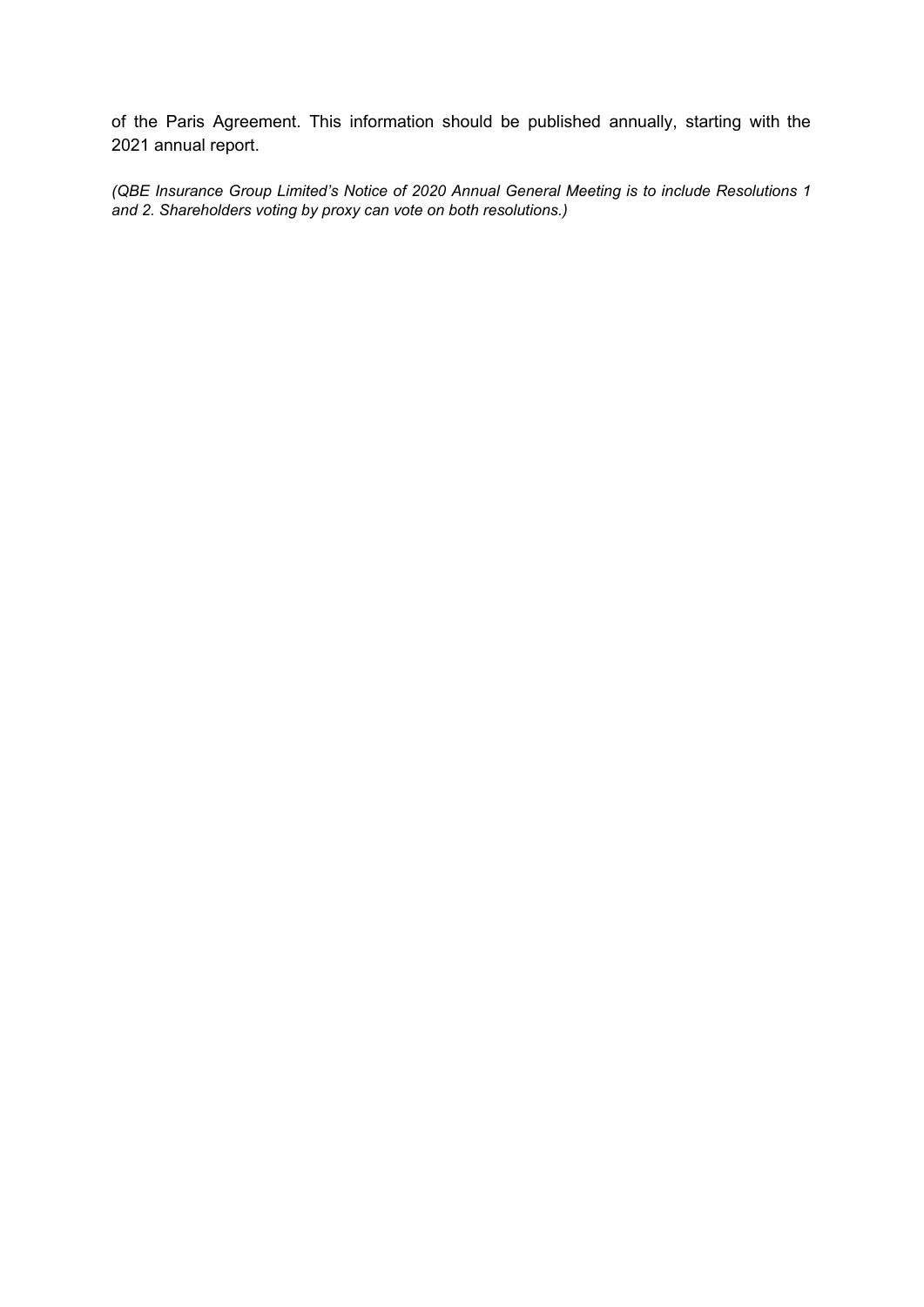of the Paris Agreement. This information should be published annually, starting with the 2021 annual report.

*(QBE Insurance Group Limited's Notice of 2020 Annual General Meeting is to include Resolutions 1 and 2. Shareholders voting by proxy can vote on both resolutions.)*